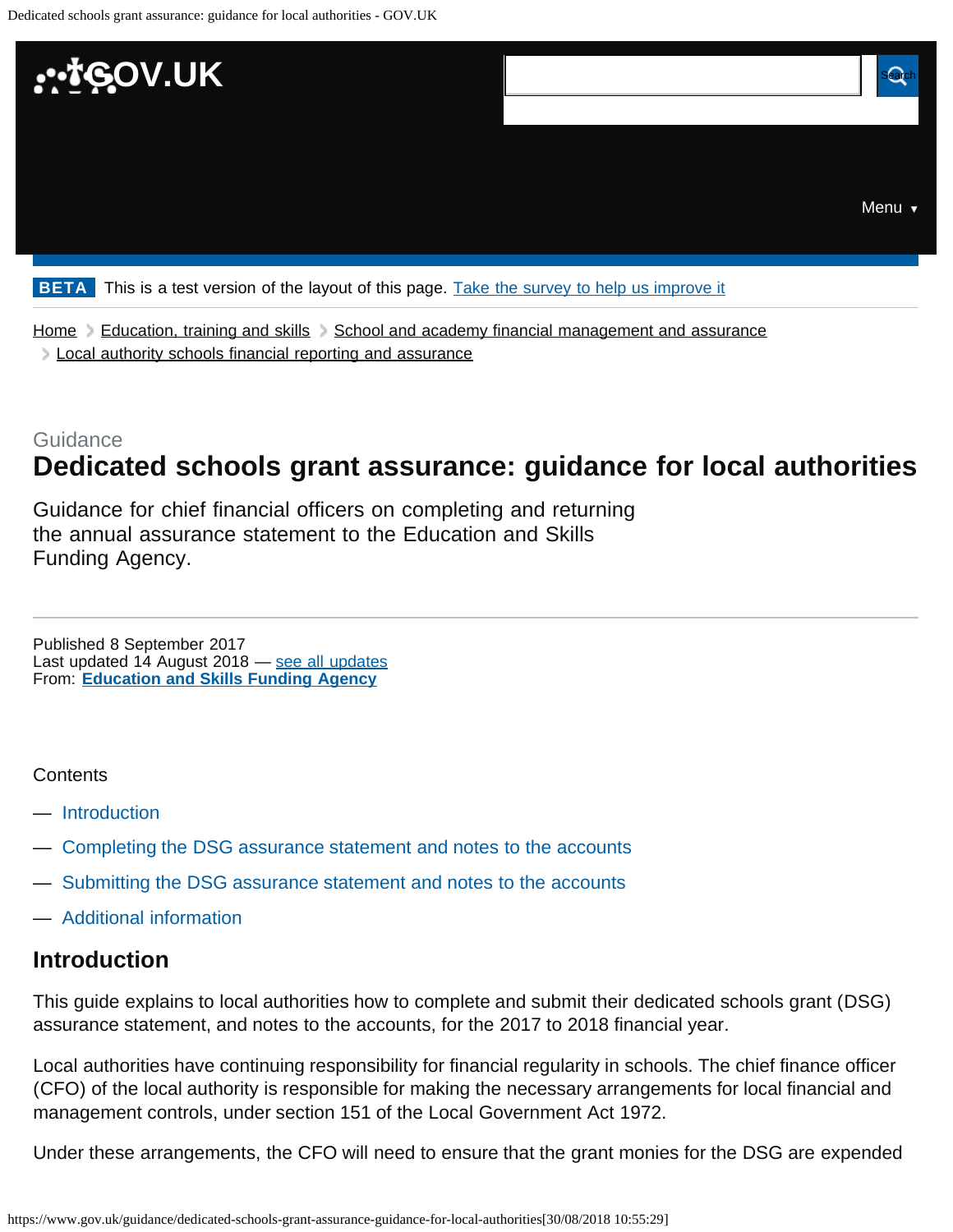BETA This is a test version of the layout of this page. Take the survey to help us improve it

Home > Education, training and skills > School and academy financial management and assurance > Local authority schools financial reporting and assurance

Guidance

# Dedicated schools grant assurance: guidance for local authorities

Guidance for chief financial officers on completing and returning the annual assurance statement to the Education and Skills Funding Agency.

Published 8 September 2017
Last updated 14 August 2018 — see all updates
From: **Education and Skills Funding Agency**

Contents

- Introduction
- Completing the DSG assurance statement and notes to the accounts
- Submitting the DSG assurance statement and notes to the accounts
- Additional information

## Introduction

This guide explains to local authorities how to complete and submit their dedicated schools grant (DSG) assurance statement, and notes to the accounts, for the 2017 to 2018 financial year.

Local authorities have continuing responsibility for financial regularity in schools. The chief finance officer (CFO) of the local authority is responsible for making the necessary arrangements for local financial and management controls, under section 151 of the Local Government Act 1972.

Under these arrangements, the CFO will need to ensure that the grant monies for the DSG are expended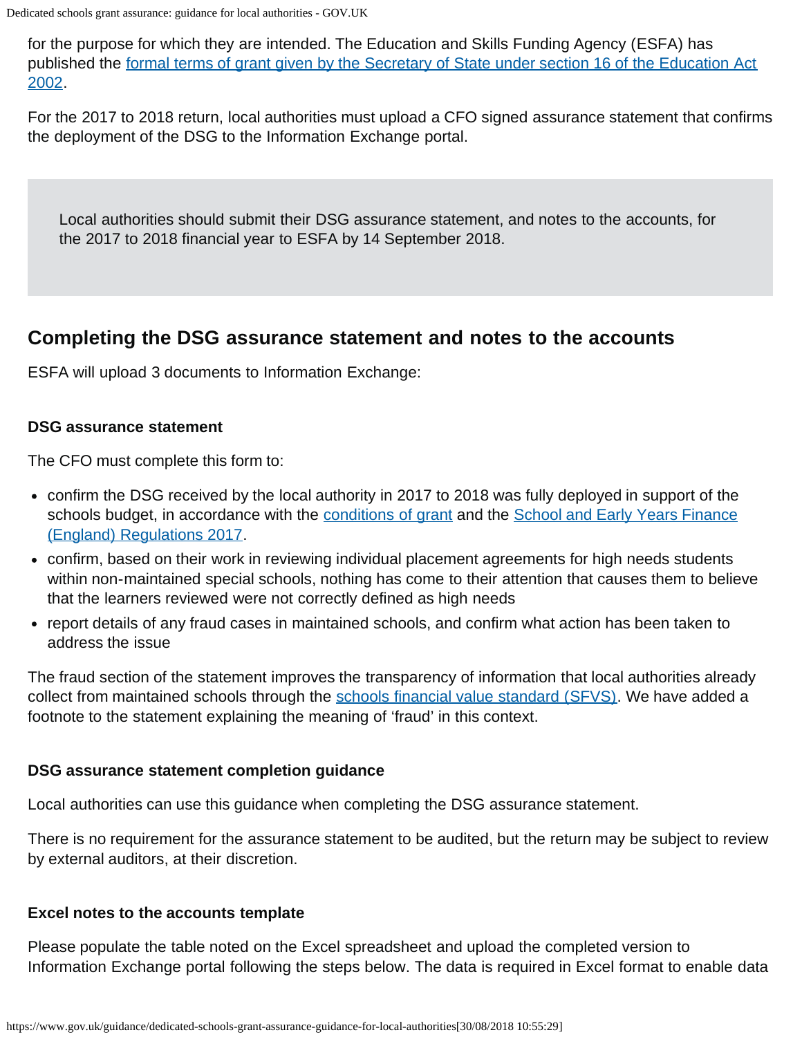for the purpose for which they are intended. The Education and Skills Funding Agency (ESFA) has published the [formal terms of grant given by the Secretary of State under section 16 of the Education Act 2002](https://www.gov.uk/guidance/dedicated-schools-grant-assurance-guidance-for-local-authorities).

For the 2017 to 2018 return, local authorities must upload a CFO signed assurance statement that confirms the deployment of the DSG to the Information Exchange portal.

> Local authorities should submit their DSG assurance statement, and notes to the accounts, for the 2017 to 2018 financial year to ESFA by 14 September 2018.

## Completing the DSG assurance statement and notes to the accounts

ESFA will upload 3 documents to Information Exchange:

### DSG assurance statement

The CFO must complete this form to:

- confirm the DSG received by the local authority in 2017 to 2018 was fully deployed in support of the schools budget, in accordance with the conditions of grant and the School and Early Years Finance (England) Regulations 2017.
- confirm, based on their work in reviewing individual placement agreements for high needs students within non-maintained special schools, nothing has come to their attention that causes them to believe that the learners reviewed were not correctly defined as high needs
- report details of any fraud cases in maintained schools, and confirm what action has been taken to address the issue

The fraud section of the statement improves the transparency of information that local authorities already collect from maintained schools through the schools financial value standard (SFVS). We have added a footnote to the statement explaining the meaning of 'fraud' in this context.

### DSG assurance statement completion guidance

Local authorities can use this guidance when completing the DSG assurance statement.

There is no requirement for the assurance statement to be audited, but the return may be subject to review by external auditors, at their discretion.

### Excel notes to the accounts template

Please populate the table noted on the Excel spreadsheet and upload the completed version to Information Exchange portal following the steps below. The data is required in Excel format to enable data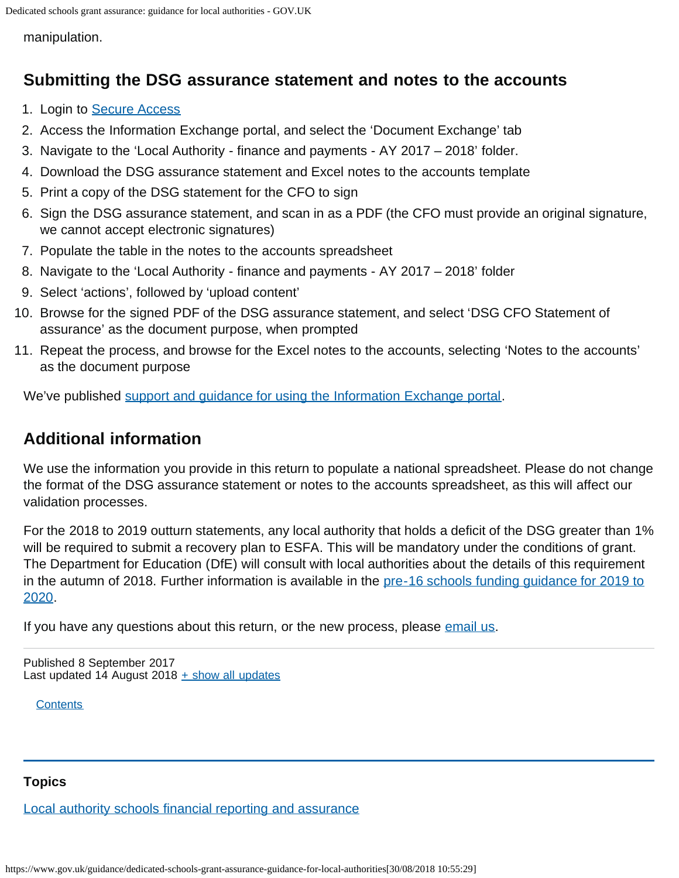manipulation.

## Submitting the DSG assurance statement and notes to the accounts

1. Login to Secure Access
2. Access the Information Exchange portal, and select the 'Document Exchange' tab
3. Navigate to the 'Local Authority - finance and payments - AY 2017 – 2018' folder.
4. Download the DSG assurance statement and Excel notes to the accounts template
5. Print a copy of the DSG statement for the CFO to sign
6. Sign the DSG assurance statement, and scan in as a PDF (the CFO must provide an original signature, we cannot accept electronic signatures)
7. Populate the table in the notes to the accounts spreadsheet
8. Navigate to the 'Local Authority - finance and payments - AY 2017 – 2018' folder
9. Select 'actions', followed by 'upload content'
10. Browse for the signed PDF of the DSG assurance statement, and select 'DSG CFO Statement of assurance' as the document purpose, when prompted
11. Repeat the process, and browse for the Excel notes to the accounts, selecting 'Notes to the accounts' as the document purpose

We've published support and guidance for using the Information Exchange portal.

## Additional information

We use the information you provide in this return to populate a national spreadsheet. Please do not change the format of the DSG assurance statement or notes to the accounts spreadsheet, as this will affect our validation processes.

For the 2018 to 2019 outturn statements, any local authority that holds a deficit of the DSG greater than 1% will be required to submit a recovery plan to ESFA. This will be mandatory under the conditions of grant. The Department for Education (DfE) will consult with local authorities about the details of this requirement in the autumn of 2018. Further information is available in the pre-16 schools funding guidance for 2019 to 2020.

If you have any questions about this return, or the new process, please email us.

Published 8 September 2017
Last updated 14 August 2018 + show all updates

Contents

**Topics**

Local authority schools financial reporting and assurance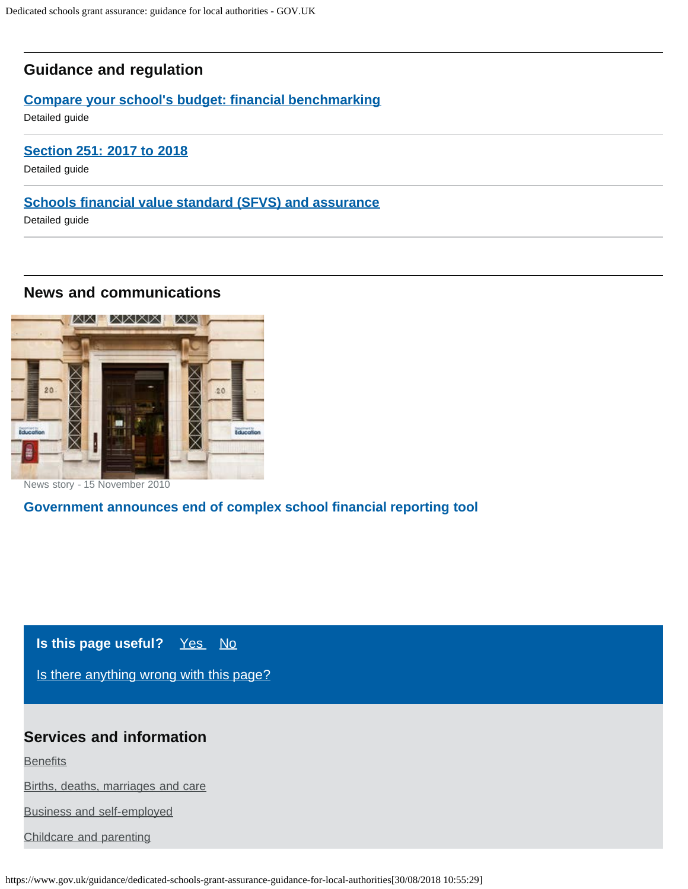## Guidance and regulation

**Compare your school's budget: financial benchmarking**

Detailed guide

**Section 251: 2017 to 2018**

Detailed guide

**Schools financial value standard (SFVS) and assurance**

Detailed guide

## News and communications

News story - 15 November 2010

**Government announces end of complex school financial reporting tool**

**Is this page useful?** Yes No

Is there anything wrong with this page?

## Services and information

Benefits

Births, deaths, marriages and care

Business and self-employed

Childcare and parenting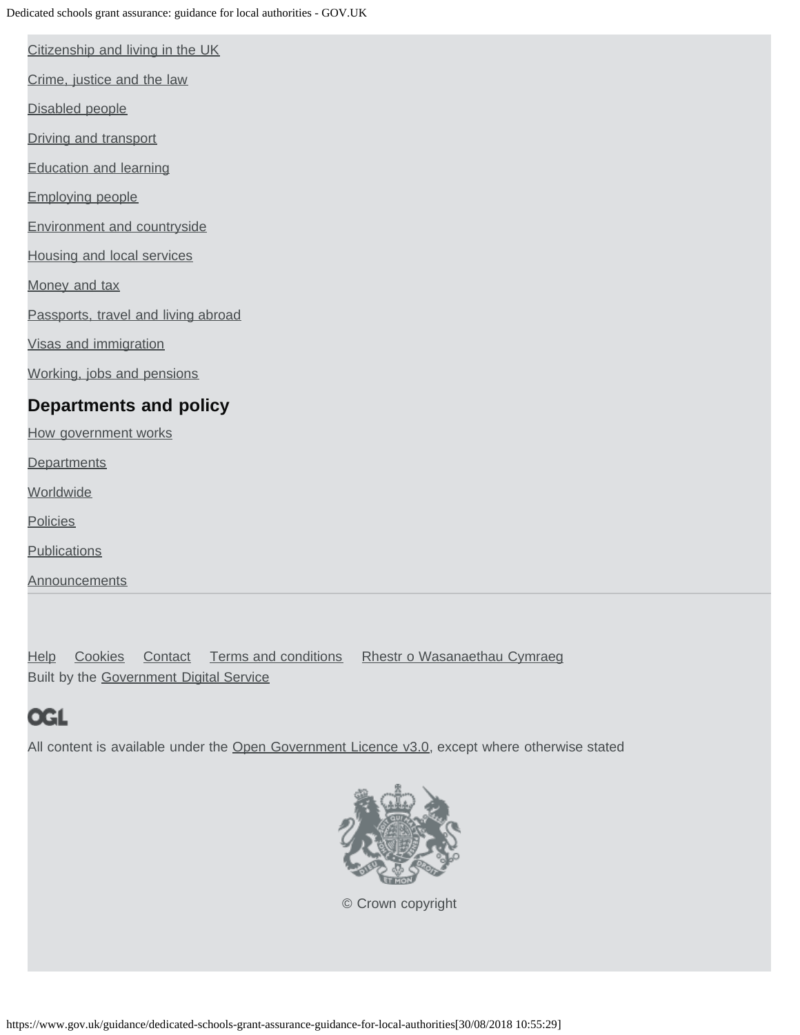Citizenship and living in the UK

Crime, justice and the law

Disabled people

Driving and transport

Education and learning

Employing people

Environment and countryside

Housing and local services

Money and tax

Passports, travel and living abroad

Visas and immigration

Working, jobs and pensions

## Departments and policy

How government works

Departments

Worldwide

Policies

Publications

Announcements

Help Cookies Contact Terms and conditions Rhestr o Wasanaethau Cymraeg

Built by the Government Digital Service

OGL

All content is available under the Open Government Licence v3.0, except where otherwise stated

© Crown copyright